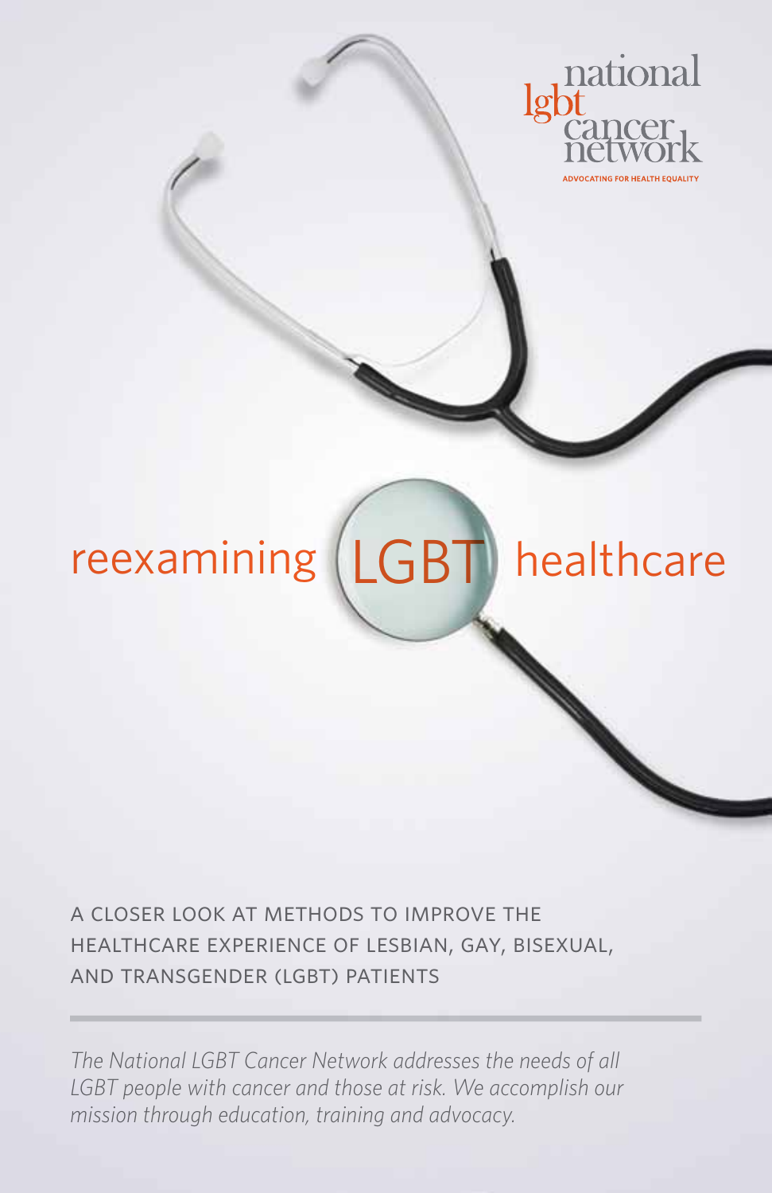national lgbt cancer network

ADVOCATING FOR HEALTH EQUALITY

# reexamining LGBT healthcare

A CLOSER LOOK AT METHODS TO IMPROVE THE HEALTHCARE EXPERIENCE OF LESBIAN, GAY, BISEXUAL, AND TRANSGENDER (LGBT) PATIENTS

---

*The National LGBT Cancer Network addresses the needs of all LGBT people with cancer and those at risk. We accomplish our mission through education, training and advocacy.*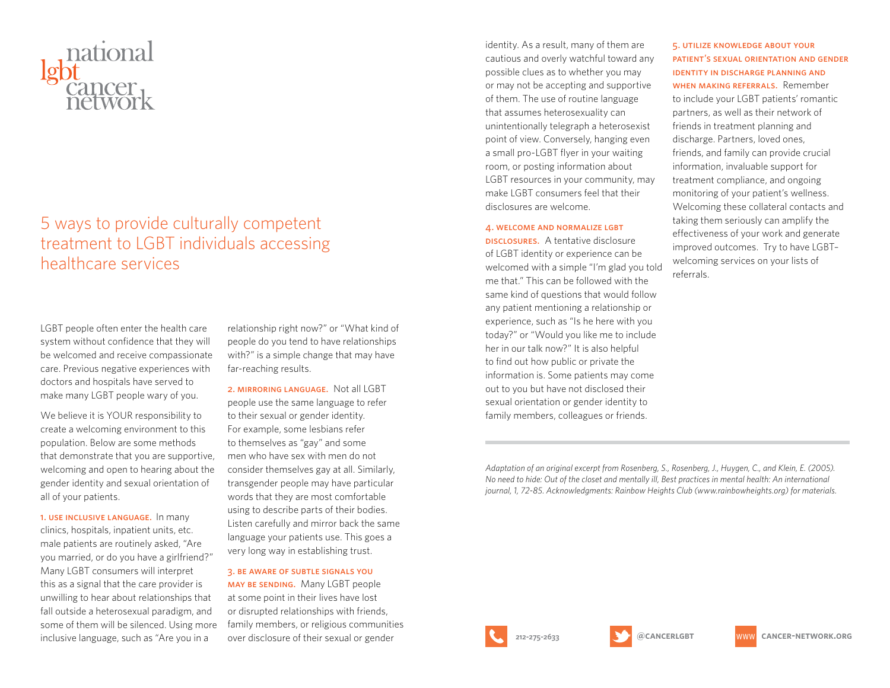national lgbt cancer network

# 5 ways to provide culturally competent treatment to LGBT individuals accessing healthcare services

LGBT people often enter the health care system without confidence that they will be welcomed and receive compassionate care. Previous negative experiences with doctors and hospitals have served to make many LGBT people wary of you.

We believe it is YOUR responsibility to create a welcoming environment to this population. Below are some methods that demonstrate that you are supportive, welcoming and open to hearing about the gender identity and sexual orientation of all of your patients.

**1. USE INCLUSIVE LANGUAGE.** In many clinics, hospitals, inpatient units, etc. male patients are routinely asked, "Are you married, or do you have a girlfriend?" Many LGBT consumers will interpret this as a signal that the care provider is unwilling to hear about relationships that fall outside a heterosexual paradigm, and some of them will be silenced. Using more inclusive language, such as "Are you in a relationship right now?" or "What kind of people do you tend to have relationships with?" is a simple change that may have far-reaching results.

**2. MIRRORING LANGUAGE.** Not all LGBT people use the same language to refer to their sexual or gender identity. For example, some lesbians refer to themselves as "gay" and some men who have sex with men do not consider themselves gay at all. Similarly, transgender people may have particular words that they are most comfortable using to describe parts of their bodies. Listen carefully and mirror back the same language your patients use. This goes a very long way in establishing trust.

**3. BE AWARE OF SUBTLE SIGNALS YOU MAY BE SENDING.** Many LGBT people at some point in their lives have lost or disrupted relationships with friends, family members, or religious communities over disclosure of their sexual or gender identity. As a result, many of them are cautious and overly watchful toward any possible clues as to whether you may or may not be accepting and supportive of them. The use of routine language that assumes heterosexuality can unintentionally telegraph a heterosexist point of view. Conversely, hanging even a small pro-LGBT flyer in your waiting room, or posting information about LGBT resources in your community, may make LGBT consumers feel that their disclosures are welcome.

**4. WELCOME AND NORMALIZE LGBT DISCLOSURES.** A tentative disclosure of LGBT identity or experience can be welcomed with a simple "I'm glad you told me that." This can be followed with the same kind of questions that would follow any patient mentioning a relationship or experience, such as "Is he here with you today?" or "Would you like me to include her in our talk now?" It is also helpful to find out how public or private the information is. Some patients may come out to you but have not disclosed their sexual orientation or gender identity to family members, colleagues or friends.

**5. UTILIZE KNOWLEDGE ABOUT YOUR PATIENT'S SEXUAL ORIENTATION AND GENDER IDENTITY IN DISCHARGE PLANNING AND WHEN MAKING REFERRALS.** Remember to include your LGBT patients' romantic partners, as well as their network of friends in treatment planning and discharge. Partners, loved ones, friends, and family can provide crucial information, invaluable support for treatment compliance, and ongoing monitoring of your patient's wellness. Welcoming these collateral contacts and taking them seriously can amplify the effectiveness of your work and generate improved outcomes. Try to have LGBT-welcoming services on your lists of referrals.

---

*Adaptation of an original excerpt from Rosenberg, S., Rosenberg, J., Huygen, C., and Klein, E. (2005). No need to hide: Out of the closet and mentally ill, Best practices in mental health: An international journal, 1, 72-85. Acknowledgments: Rainbow Heights Club (www.rainbowheights.org) for materials.*

212-275-2633 | @CANCERLGBT | CANCER-NETWORK.ORG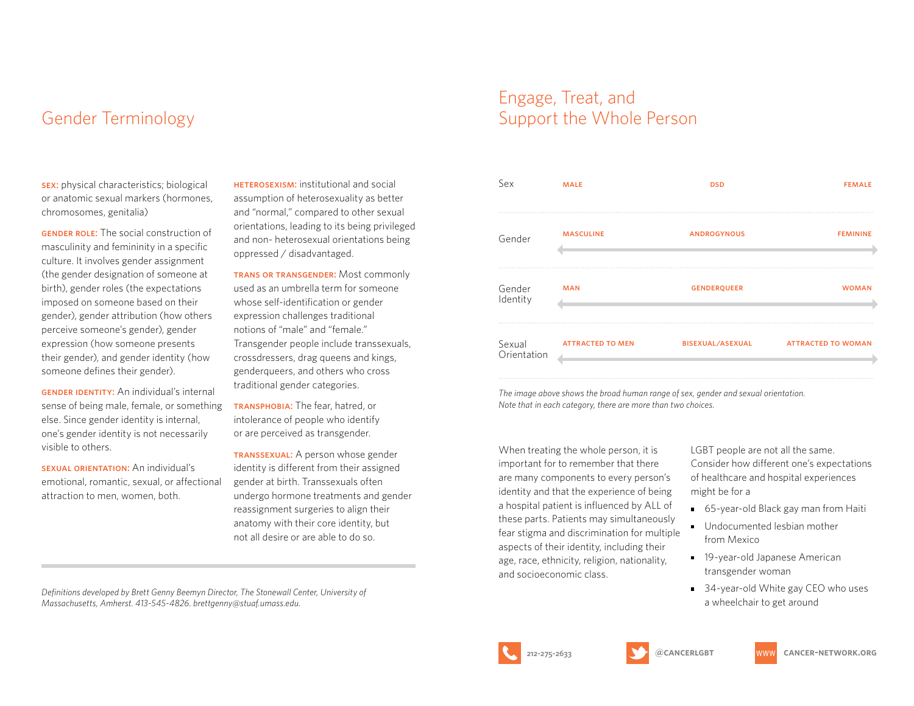## Gender Terminology

**SEX:** physical characteristics; biological or anatomic sexual markers (hormones, chromosomes, genitalia)

**GENDER ROLE:** The social construction of masculinity and femininity in a specific culture. It involves gender assignment (the gender designation of someone at birth), gender roles (the expectations imposed on someone based on their gender), gender attribution (how others perceive someone's gender), gender expression (how someone presents their gender), and gender identity (how someone defines their gender).

**GENDER IDENTITY:** An individual's internal sense of being male, female, or something else. Since gender identity is internal, one's gender identity is not necessarily visible to others.

**SEXUAL ORIENTATION:** An individual's emotional, romantic, sexual, or affectional attraction to men, women, both.

**HETEROSEXISM:** institutional and social assumption of heterosexuality as better and "normal," compared to other sexual orientations, leading to its being privileged and non- heterosexual orientations being oppressed / disadvantaged.

**TRANS OR TRANSGENDER:** Most commonly used as an umbrella term for someone whose self-identification or gender expression challenges traditional notions of "male" and "female." Transgender people include transsexuals, crossdressers, drag queens and kings, genderqueers, and others who cross traditional gender categories.

**TRANSPHOBIA:** The fear, hatred, or intolerance of people who identify or are perceived as transgender.

**TRANSSEXUAL:** A person whose gender identity is different from their assigned gender at birth. Transsexuals often undergo hormone treatments and gender reassignment surgeries to align their anatomy with their core identity, but not all desire or are able to do so.

*Definitions developed by Brett Genny Beemyn Director, The Stonewall Center, University of Massachusetts, Amherst. 413-545-4826. brettgenny@stuaf.umass.edu.*

## Engage, Treat, and Support the Whole Person

| | | | |
|---|---|---|---|
| Sex | MALE | DSD | FEMALE |
| Gender | MASCULINE | ANDROGYNOUS | FEMININE |
| Gender Identity | MAN | GENDERQUEER | WOMAN |
| Sexual Orientation | ATTRACTED TO MEN | BISEXUAL/ASEXUAL | ATTRACTED TO WOMAN |

*The image above shows the broad human range of sex, gender and sexual orientation. Note that in each category, there are more than two choices.*

When treating the whole person, it is important for to remember that there are many components to every person's identity and that the experience of being a hospital patient is influenced by ALL of these parts. Patients may simultaneously fear stigma and discrimination for multiple aspects of their identity, including their age, race, ethnicity, religion, nationality, and socioeconomic class.

LGBT people are not all the same. Consider how different one's expectations of healthcare and hospital experiences might be for a

- 65-year-old Black gay man from Haiti
- Undocumented lesbian mother from Mexico
- 19-year-old Japanese American transgender woman
- 34-year-old White gay CEO who uses a wheelchair to get around

212-275-2633 @CANCERLGBT WWW CANCER-NETWORK.ORG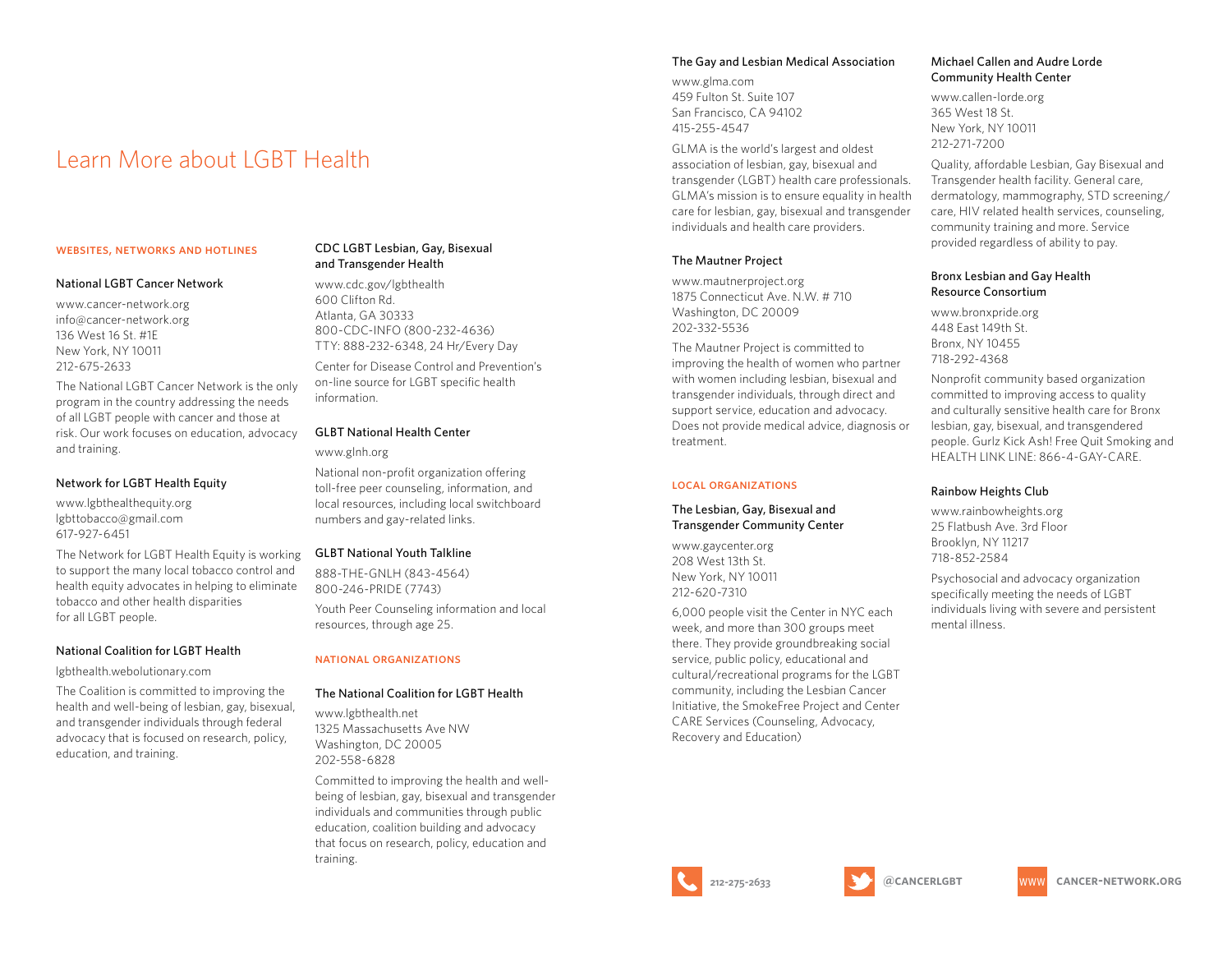# Learn More about LGBT Health

## WEBSITES, NETWORKS AND HOTLINES

### National LGBT Cancer Network

www.cancer-network.org
info@cancer-network.org
136 West 16 St. #1E
New York, NY 10011
212-675-2633

The National LGBT Cancer Network is the only program in the country addressing the needs of all LGBT people with cancer and those at risk. Our work focuses on education, advocacy and training.

### Network for LGBT Health Equity

www.lgbthealthequity.org
lgbttobacco@gmail.com
617-927-6451

The Network for LGBT Health Equity is working to support the many local tobacco control and health equity advocates in helping to eliminate tobacco and other health disparities for all LGBT people.

### National Coalition for LGBT Health

lgbthealth.webolutionary.com

The Coalition is committed to improving the health and well-being of lesbian, gay, bisexual, and transgender individuals through federal advocacy that is focused on research, policy, education, and training.

### CDC LGBT Lesbian, Gay, Bisexual and Transgender Health

www.cdc.gov/lgbthealth
600 Clifton Rd.
Atlanta, GA 30333
800-CDC-INFO (800-232-4636)
TTY: 888-232-6348, 24 Hr/Every Day

Center for Disease Control and Prevention's on-line source for LGBT specific health information.

### GLBT National Health Center

www.glnh.org

National non-profit organization offering toll-free peer counseling, information, and local resources, including local switchboard numbers and gay-related links.

### GLBT National Youth Talkline

888-THE-GNLH (843-4564)
800-246-PRIDE (7743)

Youth Peer Counseling information and local resources, through age 25.

## NATIONAL ORGANIZATIONS

### The National Coalition for LGBT Health

www.lgbthealth.net
1325 Massachusetts Ave NW
Washington, DC 20005
202-558-6828

Committed to improving the health and well-being of lesbian, gay, bisexual and transgender individuals and communities through public education, coalition building and advocacy that focus on research, policy, education and training.

### The Gay and Lesbian Medical Association

www.glma.com
459 Fulton St. Suite 107
San Francisco, CA 94102
415-255-4547

GLMA is the world's largest and oldest association of lesbian, gay, bisexual and transgender (LGBT) health care professionals. GLMA's mission is to ensure equality in health care for lesbian, gay, bisexual and transgender individuals and health care providers.

### The Mautner Project

www.mautnerproject.org
1875 Connecticut Ave. N.W. # 710
Washington, DC 20009
202-332-5536

The Mautner Project is committed to improving the health of women who partner with women including lesbian, bisexual and transgender individuals, through direct and support service, education and advocacy. Does not provide medical advice, diagnosis or treatment.

## LOCAL ORGANIZATIONS

### The Lesbian, Gay, Bisexual and Transgender Community Center

www.gaycenter.org
208 West 13th St.
New York, NY 10011
212-620-7310

6,000 people visit the Center in NYC each week, and more than 300 groups meet there. They provide groundbreaking social service, public policy, educational and cultural/recreational programs for the LGBT community, including the Lesbian Cancer Initiative, the SmokeFree Project and Center CARE Services (Counseling, Advocacy, Recovery and Education)

### Michael Callen and Audre Lorde Community Health Center

www.callen-lorde.org
365 West 18 St.
New York, NY 10011
212-271-7200

Quality, affordable Lesbian, Gay Bisexual and Transgender health facility. General care, dermatology, mammography, STD screening/care, HIV related health services, counseling, community training and more. Service provided regardless of ability to pay.

### Bronx Lesbian and Gay Health Resource Consortium

www.bronxpride.org
448 East 149th St.
Bronx, NY 10455
718-292-4368

Nonprofit community based organization committed to improving access to quality and culturally sensitive health care for Bronx lesbian, gay, bisexual, and transgendered people. Gurlz Kick Ash! Free Quit Smoking and HEALTH LINK LINE: 866-4-GAY-CARE.

### Rainbow Heights Club

www.rainbowheights.org
25 Flatbush Ave. 3rd Floor
Brooklyn, NY 11217
718-852-2584

Psychosocial and advocacy organization specifically meeting the needs of LGBT individuals living with severe and persistent mental illness.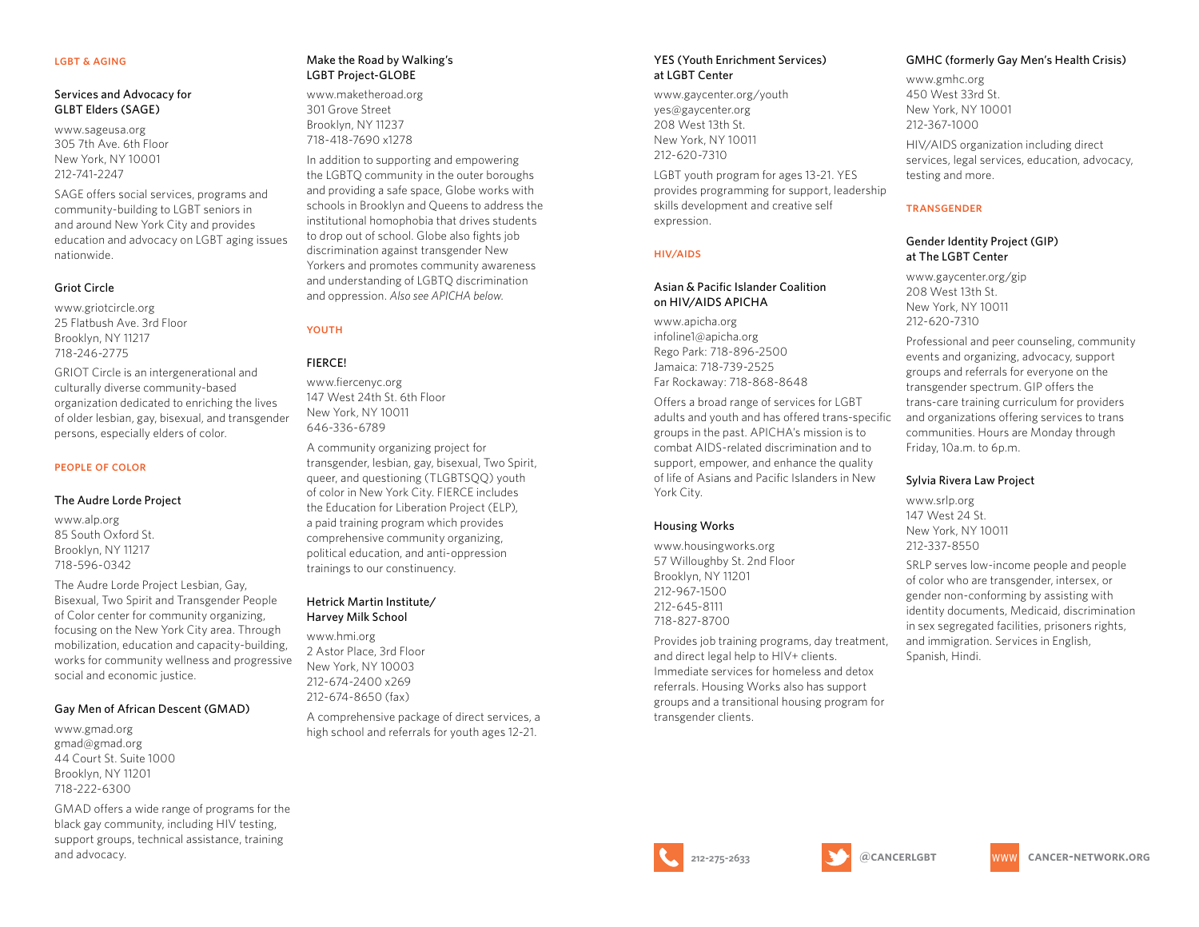## LGBT & AGING

### Services and Advocacy for GLBT Elders (SAGE)

www.sageusa.org
305 7th Ave. 6th Floor
New York, NY 10001
212-741-2247

SAGE offers social services, programs and community-building to LGBT seniors in and around New York City and provides education and advocacy on LGBT aging issues nationwide.

### Griot Circle

www.griotcircle.org
25 Flatbush Ave. 3rd Floor
Brooklyn, NY 11217
718-246-2775

GRIOT Circle is an intergenerational and culturally diverse community-based organization dedicated to enriching the lives of older lesbian, gay, bisexual, and transgender persons, especially elders of color.

## PEOPLE OF COLOR

### The Audre Lorde Project

www.alp.org
85 South Oxford St.
Brooklyn, NY 11217
718-596-0342

The Audre Lorde Project Lesbian, Gay, Bisexual, Two Spirit and Transgender People of Color center for community organizing, focusing on the New York City area. Through mobilization, education and capacity-building, works for community wellness and progressive social and economic justice.

### Gay Men of African Descent (GMAD)

www.gmad.org
gmad@gmad.org
44 Court St. Suite 1000
Brooklyn, NY 11201
718-222-6300

GMAD offers a wide range of programs for the black gay community, including HIV testing, support groups, technical assistance, training and advocacy.

### Make the Road by Walking's LGBT Project-GLOBE

www.maketheroad.org
301 Grove Street
Brooklyn, NY 11237
718-418-7690 x1278

In addition to supporting and empowering the LGBTQ community in the outer boroughs and providing a safe space, Globe works with schools in Brooklyn and Queens to address the institutional homophobia that drives students to drop out of school. Globe also fights job discrimination against transgender New Yorkers and promotes community awareness and understanding of LGBTQ discrimination and oppression. *Also see APICHA below.*

## YOUTH

### FIERCE!

www.fiercenyc.org
147 West 24th St. 6th Floor
New York, NY 10011
646-336-6789

A community organizing project for transgender, lesbian, gay, bisexual, Two Spirit, queer, and questioning (TLGBTSQQ) youth of color in New York City. FIERCE includes the Education for Liberation Project (ELP), a paid training program which provides comprehensive community organizing, political education, and anti-oppression trainings to our constinuency.

### Hetrick Martin Institute/ Harvey Milk School

www.hmi.org
2 Astor Place, 3rd Floor
New York, NY 10003
212-674-2400 x269
212-674-8650 (fax)

A comprehensive package of direct services, a high school and referrals for youth ages 12-21.

### YES (Youth Enrichment Services) at LGBT Center

www.gaycenter.org/youth
yes@gaycenter.org
208 West 13th St.
New York, NY 10011
212-620-7310

LGBT youth program for ages 13-21. YES provides programming for support, leadership skills development and creative self expression.

## HIV/AIDS

### Asian & Pacific Islander Coalition on HIV/AIDS APICHA

www.apicha.org
infoline1@apicha.org
Rego Park: 718-896-2500
Jamaica: 718-739-2525
Far Rockaway: 718-868-8648

Offers a broad range of services for LGBT adults and youth and has offered trans-specific groups in the past. APICHA's mission is to combat AIDS-related discrimination and to support, empower, and enhance the quality of life of Asians and Pacific Islanders in New York City.

### Housing Works

www.housingworks.org
57 Willoughby St. 2nd Floor
Brooklyn, NY 11201
212-967-1500
212-645-8111
718-827-8700

Provides job training programs, day treatment, and direct legal help to HIV+ clients. Immediate services for homeless and detox referrals. Housing Works also has support groups and a transitional housing program for transgender clients.

### GMHC (formerly Gay Men's Health Crisis)

www.gmhc.org
450 West 33rd St.
New York, NY 10001
212-367-1000

HIV/AIDS organization including direct services, legal services, education, advocacy, testing and more.

## TRANSGENDER

### Gender Identity Project (GIP) at The LGBT Center

www.gaycenter.org/gip
208 West 13th St.
New York, NY 10011
212-620-7310

Professional and peer counseling, community events and organizing, advocacy, support groups and referrals for everyone on the transgender spectrum. GIP offers the trans-care training curriculum for providers and organizations offering services to trans communities. Hours are Monday through Friday, 10a.m. to 6p.m.

### Sylvia Rivera Law Project

www.srlp.org
147 West 24 St.
New York, NY 10011
212-337-8550

SRLP serves low-income people and people of color who are transgender, intersex, or gender non-conforming by assisting with identity documents, Medicaid, discrimination in sex segregated facilities, prisoners rights, and immigration. Services in English, Spanish, Hindi.

212-275-2633 @CANCERLGBT CANCER-NETWORK.ORG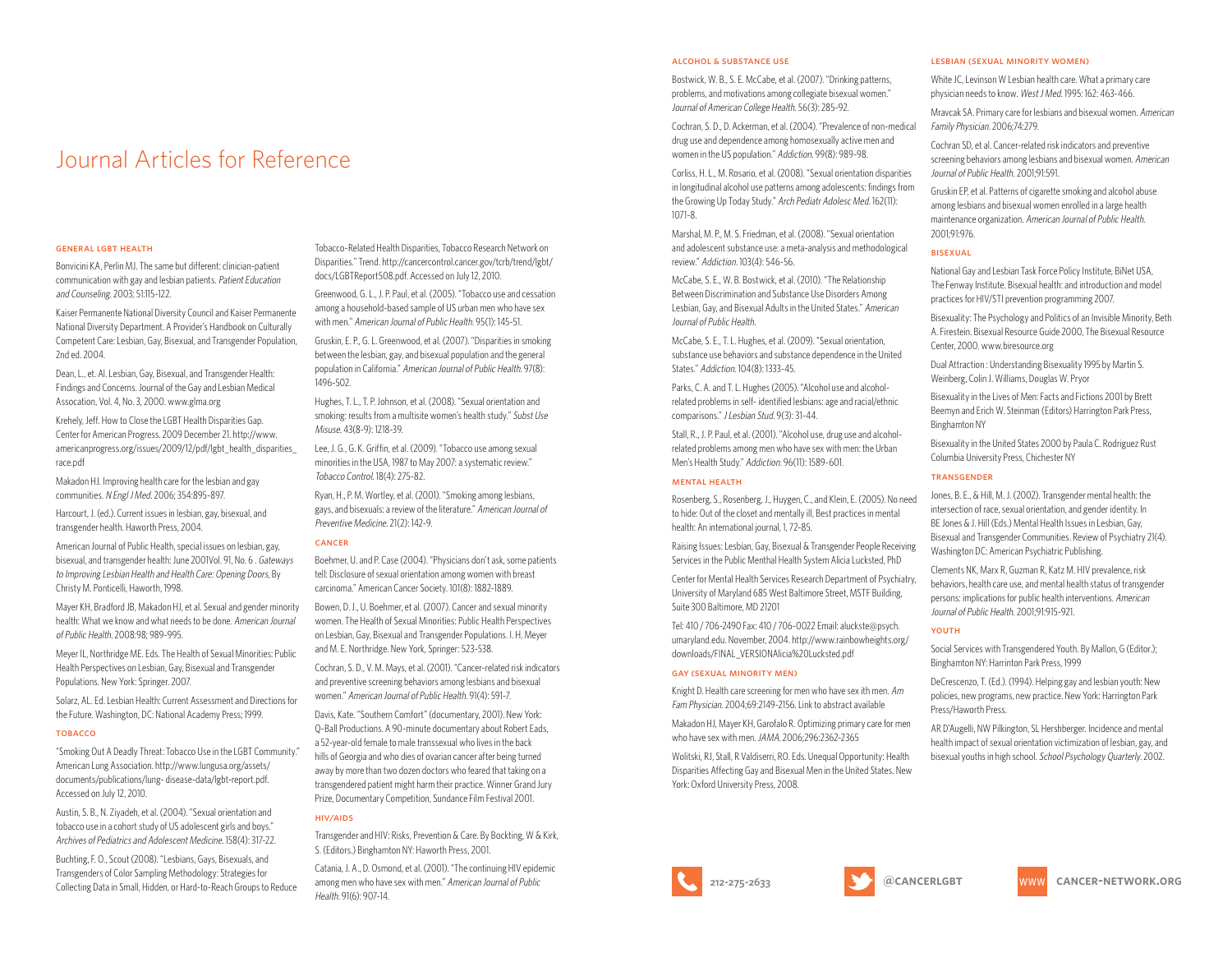# Journal Articles for Reference

## General LGBT Health

Bonvicini KA, Perlin MJ. The same but different: clinician-patient communication with gay and lesbian patients. *Patient Education and Counseling*. 2003; 51:115-122.

Kaiser Permanente National Diversity Council and Kaiser Permanente National Diversity Department. A Provider's Handbook on Culturally Competent Care: Lesbian, Gay, Bisexual, and Transgender Population, 2nd ed. 2004.

Dean, L., et. Al. Lesbian, Gay, Bisexual, and Transgender Health: Findings and Concerns. Journal of the Gay and Lesbian Medical Assocation, Vol. 4, No. 3, 2000. www.glma.org

Krehely, Jeff. How to Close the LGBT Health Disparities Gap. Center for American Progress. 2009 December 21. http://www.americanprogress.org/issues/2009/12/pdf/lgbt_health_disparities_race.pdf

Makadon HJ. Improving health care for the lesbian and gay communities. *N Engl J Med*. 2006; 354:895-897.

Harcourt, J. (ed.). Current issues in lesbian, gay, bisexual, and transgender health. Haworth Press, 2004.

American Journal of Public Health, special issues on lesbian, gay, bisexual, and transgender health: June 2001Vol. 91, No. 6 . *Gateways to Improving Lesbian Health and Health Care: Opening Doors*, By Christy M. Ponticelli, Haworth, 1998.

Mayer KH, Bradford JB, Makadon HJ, et al. Sexual and gender minority health: What we know and what needs to be done. *American Journal of Public Health*. 2008:98; 989-995.

Meyer IL, Northridge ME. Eds. The Health of Sexual Minorities: Public Health Perspectives on Lesbian, Gay, Bisexual and Transgender Populations. New York: Springer. 2007.

Solarz, AL. Ed. Lesbian Health: Current Assessment and Directions for the Future. Washington, DC: National Academy Press; 1999.

## Tobacco

"Smoking Out A Deadly Threat: Tobacco Use in the LGBT Community." American Lung Association. http://www.lungusa.org/assets/documents/publications/lung- disease-data/lgbt-report.pdf. Accessed on July 12, 2010.

Austin, S. B., N. Ziyadeh, et al. (2004). "Sexual orientation and tobacco use in a cohort study of US adolescent girls and boys." *Archives of Pediatrics and Adolescent Medicine*. 158(4): 317-22.

Buchting, F. O., Scout (2008). "Lesbians, Gays, Bisexuals, and Transgenders of Color Sampling Methodology: Strategies for Collecting Data in Small, Hidden, or Hard-to-Reach Groups to Reduce Tobacco-Related Health Disparities, Tobacco Research Network on Disparities." Trend. http://cancercontrol.cancer.gov/tcrb/trend/lgbt/docs/LGBTReport508.pdf. Accessed on July 12, 2010.

Greenwood, G. L., J. P. Paul, et al. (2005). "Tobacco use and cessation among a household-based sample of US urban men who have sex with men." *American Journal of Public Health*. 95(1): 145-51.

Gruskin, E. P., G. L. Greenwood, et al. (2007). "Disparities in smoking between the lesbian, gay, and bisexual population and the general population in California." *American Journal of Public Health*. 97(8): 1496-502.

Hughes, T. L., T. P. Johnson, et al. (2008). "Sexual orientation and smoking: results from a multisite women's health study." *Subst Use Misuse*. 43(8-9): 1218-39.

Lee, J. G., G. K. Griffin, et al. (2009). "Tobacco use among sexual minorities in the USA, 1987 to May 2007: a systematic review." *Tobacco Control*. 18(4): 275-82.

Ryan, H., P. M. Wortley, et al. (2001). "Smoking among lesbians, gays, and bisexuals: a review of the literature." *American Journal of Preventive Medicine*. 21(2): 142-9.

## Cancer

Boehmer, U. and P. Case (2004). "Physicians don't ask, some patients tell: Disclosure of sexual orientation among women with breast carcinoma." American Cancer Society. 101(8): 1882-1889.

Bowen, D. J., U. Boehmer, et al. (2007). Cancer and sexual minority women. The Health of Sexual Minorities: Public Health Perspectives on Lesbian, Gay, Bisexual and Transgender Populations. I. H. Meyer and M. E. Northridge. New York, Springer: 523-538.

Cochran, S. D., V. M. Mays, et al. (2001). "Cancer-related risk indicators and preventive screening behaviors among lesbians and bisexual women." *American Journal of Public Health*. 91(4): 591-7.

Davis, Kate. "Southern Comfort" (documentary, 2001). New York: Q-Ball Productions. A 90-minute documentary about Robert Eads, a 52-year-old female to male transsexual who lives in the back hills of Georgia and who dies of ovarian cancer after being turned away by more than two dozen doctors who feared that taking on a transgendered patient might harm their practice. Winner Grand Jury Prize, Documentary Competition, Sundance Film Festival 2001.

## HIV/AIDS

Transgender and HIV: Risks, Prevention & Care. By Bockting, W & Kirk, S. (Editors.) Binghamton NY: Haworth Press, 2001.

Catania, J. A., D. Osmond, et al. (2001). "The continuing HIV epidemic among men who have sex with men." *American Journal of Public Health*. 91(6): 907-14.

## Alcohol & Substance Use

Bostwick, W. B., S. E. McCabe, et al. (2007). "Drinking patterns, problems, and motivations among collegiate bisexual women." *Journal of American College Health*. 56(3): 285-92.

Cochran, S. D., D. Ackerman, et al. (2004). "Prevalence of non-medical drug use and dependence among homosexually active men and women in the US population." *Addiction*. 99(8): 989-98.

Corliss, H. L., M. Rosario, et al. (2008). "Sexual orientation disparities in longitudinal alcohol use patterns among adolescents: findings from the Growing Up Today Study." *Arch Pediatr Adolesc Med*. 162(11): 1071-8.

Marshal, M. P., M. S. Friedman, et al. (2008). "Sexual orientation and adolescent substance use: a meta-analysis and methodological review." *Addiction*. 103(4): 546-56.

McCabe, S. E., W. B. Bostwick, et al. (2010). "The Relationship Between Discrimination and Substance Use Disorders Among Lesbian, Gay, and Bisexual Adults in the United States." *American Journal of Public Health*.

McCabe, S. E., T. L. Hughes, et al. (2009). "Sexual orientation, substance use behaviors and substance dependence in the United States." *Addiction*. 104(8): 1333-45.

Parks, C. A. and T. L. Hughes (2005). "Alcohol use and alcohol-related problems in self- identified lesbians: age and racial/ethnic comparisons." *J Lesbian Stud*. 9(3): 31-44.

Stall, R., J. P. Paul, et al. (2001). "Alcohol use, drug use and alcohol-related problems among men who have sex with men: the Urban Men's Health Study." *Addiction*. 96(11): 1589-601.

## Mental Health

Rosenberg, S., Rosenberg, J., Huygen, C., and Klein, E. (2005). No need to hide: Out of the closet and mentally ill, Best practices in mental health: An international journal, 1, 72-85.

Raising Issues: Lesbian, Gay, Bisexual & Transgender People Receiving Services in the Public Mental Health System Alicia Lucksted, PhD

Center for Mental Health Services Research Department of Psychiatry, University of Maryland 685 West Baltimore Street, MSTF Building, Suite 300 Baltimore, MD 21201

Tel: 410 / 706-2490 Fax: 410 / 706-0022 Email: aluckste@psych.umaryland.edu. November, 2004. http://www.rainbowheights.org/downloads/FINAL_VERSIONAlicia%20Lucksted.pdf

## Gay (Sexual Minority Men)

Knight D. Health care screening for men who have sex ith men. *Am Fam Physician*. 2004;69:2149-2156. Link to abstract available

Makadon HJ, Mayer KH, Garofalo R. Optimizing primary care for men who have sex with men. *JAMA*. 2006;296:2362-2365

Wolitski, RJ, Stall, R Valdiserri, RO. Eds. Unequal Opportunity: Health Disparities Affecting Gay and Bisexual Men in the United States. New York: Oxford University Press, 2008.

## Lesbian (Sexual Minority Women)

White JC, Levinson W Lesbian health care. What a primary care physician needs to know. *West J Med*. 1995: 162: 463-466.

Mravcak SA. Primary care for lesbians and bisexual women. *American Family Physician*. 2006;74:279.

Cochran SD, et al. Cancer-related risk indicators and preventive screening behaviors among lesbians and bisexual women. *American Journal of Public Health*. 2001;91:591.

Gruskin EP, et al. Patterns of cigarette smoking and alcohol abuse among lesbians and bisexual women enrolled in a large health maintenance organization. *American Journal of Public Health*. 2001;91:976.

## Bisexual

National Gay and Lesbian Task Force Policy Institute, BiNet USA, The Fenway Institute. Bisexual health: and introduction and model practices for HIV/STI prevention programming 2007.

Bisexuality: The Psychology and Politics of an Invisible Minority, Beth A. Firestein. Bisexual Resource Guide 2000, The Bisexual Resource Center, 2000. www.biresource.org

Dual Attraction : Understanding Bisexuality 1995 by Martin S. Weinberg, Colin J. Williams, Douglas W. Pryor

Bisexuality in the Lives of Men: Facts and Fictions 2001 by Brett Beemyn and Erich W. Steinman (Editors) Harrington Park Press, Binghamton NY

Bisexuality in the United States 2000 by Paula C. Rodriguez Rust Columbia University Press, Chichester NY

## Transgender

Jones, B. E., & Hill, M. J. (2002). Transgender mental health: the intersection of race, sexual orientation, and gender identity. In BE Jones & J. Hill (Eds.) Mental Health Issues in Lesbian, Gay, Bisexual and Transgender Communities. Review of Psychiatry 21(4). Washington DC: American Psychiatric Publishing.

Clements NK, Marx R, Guzman R, Katz M. HIV prevalence, risk behaviors, health care use, and mental health status of transgender persons: implications for public health interventions. *American Journal of Public Health*. 2001;91:915-921.

## Youth

Social Services with Transgendered Youth. By Mallon, G (Editor.); Binghamton NY: Harrinton Park Press, 1999

DeCrescenzo, T. (Ed.). (1994). Helping gay and lesbian youth: New policies, new programs, new practice. New York: Harrington Park Press/Haworth Press.

AR D'Augelli, NW Pilkington, SL Hershberger. Incidence and mental health impact of sexual orientation victimization of lesbian, gay, and bisexual youths in high school. *School Psychology Quarterly*. 2002.

212-275-2633 | @CANCERLGBT | CANCER-NETWORK.ORG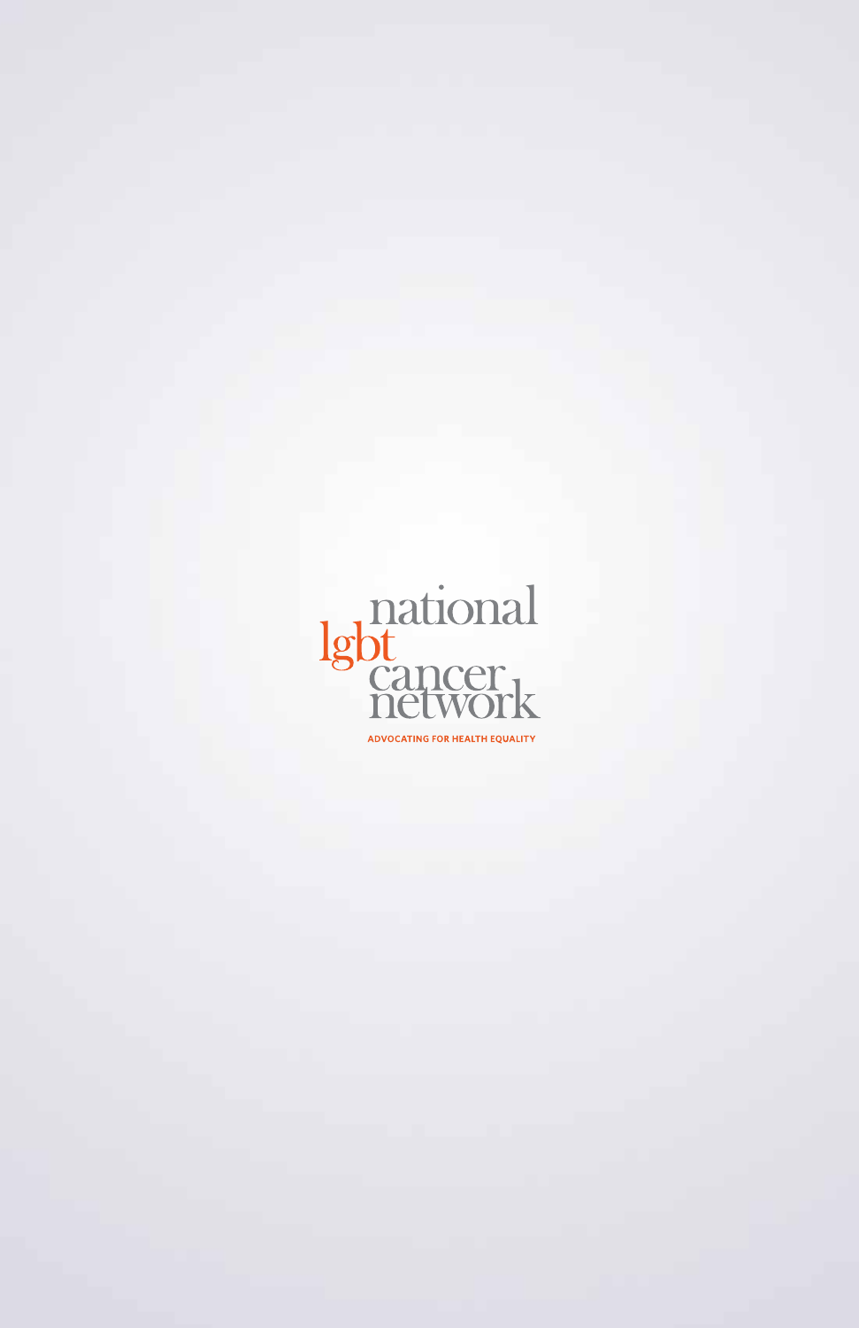national
lgbt
cancer
network

ADVOCATING FOR HEALTH EQUALITY